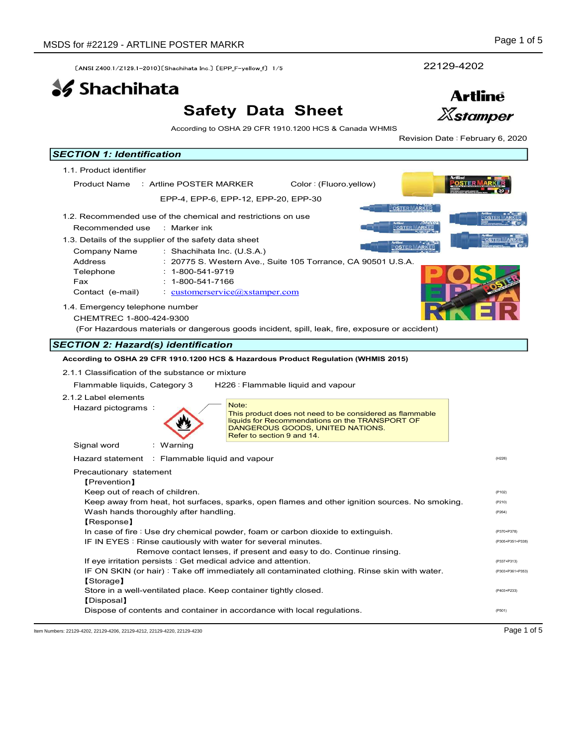〔ANSI Z400.1/Z129.1-2010〕〔Shachihata Inc.〕〔EPP_F-yellow_f〕 1/5

22129-4202

Shachihata

# Safety Data Sheet

Artline Xstamper

According to OSHA 29 CFR 1910.1200 HCS & Canada WHMIS

Revision Date : February 6, 2020

## SECTION 1: Identification

1.1. Product identifier

Product Name : Artline POSTER MARKER Color : (Fluoro.yellow)

EPP-4, EPP-6, EPP-12, EPP-20, EPP-30

1.2. Recommended use of the chemical and restrictions on use

Recommended use : Marker ink

1.3. Details of the supplier of the safety data sheet

Company Name : Shachihata Inc. (U.S.A.)

Address : 20775 S. Western Ave., Suite 105 Torrance, CA 90501 U.S.A.

Telephone : 1-800-541-9719

Fax : 1-800-541-7166

Contact (e-mail) : customerservice@xstamper.com

1.4. Emergency telephone number

CHEMTREC 1-800-424-9300

(For Hazardous materials or dangerous goods incident, spill, leak, fire, exposure or accident)

## SECTION 2: Hazard(s) identification

**According to OSHA 29 CFR 1910.1200 HCS & Hazardous Product Regulation (WHMIS 2015)**

2.1.1 Classification of the substance or mixture

Flammable liquids, Category 3 H226 : Flammable liquid and vapour

2.1.2 Label elements

Hazard pictograms :

Note:
This product does not need to be considered as flammable liquids for Recommendations on the TRANSPORT OF DANGEROUS GOODS, UNITED NATIONS.
Refer to section 9 and 14.

Signal word : Warning

Hazard statement : Flammable liquid and vapour (H226)

Precautionary statement

【Prevention】

Keep out of reach of children. (P102)

Keep away from heat, hot surfaces, sparks, open flames and other ignition sources. No smoking. (P210)

Wash hands thoroughly after handling. (P264)

【Response】

In case of fire : Use dry chemical powder, foam or carbon dioxide to extinguish. (P370+P378)

IF IN EYES : Rinse cautiously with water for several minutes. Remove contact lenses, if present and easy to do. Continue rinsing. (P305+P351+P338)

If eye irritation persists : Get medical advice and attention. (P337+P313)

IF ON SKIN (or hair) : Take off immediately all contaminated clothing. Rinse skin with water. (P303+P361+P353)

【Storage】

Store in a well-ventilated place. Keep container tightly closed. (P403+P233)

【Disposal】

Dispose of contents and container in accordance with local regulations. (P501)

Item Numbers: 22129-4202, 22129-4206, 22129-4212, 22129-4220, 22129-4230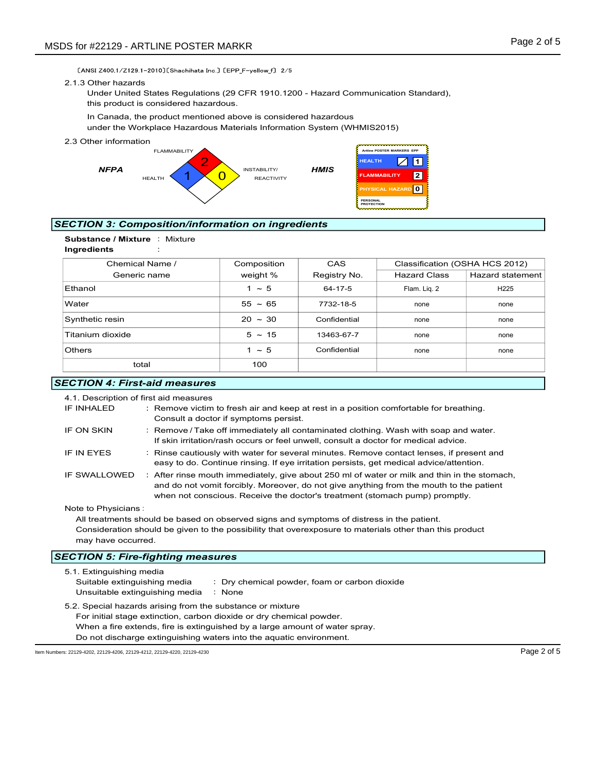〔ANSI Z400.1/Z129.1-2010〕〔Shachihata Inc.〕〔EPP_F-yellow_f〕 2/5

2.1.3 Other hazards

Under United States Regulations (29 CFR 1910.1200 - Hazard Communication Standard), this product is considered hazardous.

In Canada, the product mentioned above is considered hazardous under the Workplace Hazardous Materials Information System (WHMIS2015)

2.3 Other information

**NFPA**

FLAMMABILITY: 2
HEALTH: 1
INSTABILITY/REACTIVITY: 0

**HMIS**

Artline POSTER MARKERS EPP

| | |
|---|---|
| HEALTH | 1 |
| FLAMMABILITY | 2 |
| PHYSICAL HAZARD | 0 |
| PERSONAL PROTECTION | |

## SECTION 3: Composition/information on ingredients

**Substance / Mixture** : Mixture

**Ingredients** :

| Chemical Name / Generic name | Composition weight % | CAS Registry No. | Classification (OSHA HCS 2012) | |
|---|---|---|---|---|
| | | | Hazard Class | Hazard statement |
| Ethanol | 1 ～ 5 | 64-17-5 | Flam. Liq. 2 | H225 |
| Water | 55 ～ 65 | 7732-18-5 | none | none |
| Synthetic resin | 20 ～ 30 | Confidential | none | none |
| Titanium dioxide | 5 ～ 15 | 13463-67-7 | none | none |
| Others | 1 ～ 5 | Confidential | none | none |
| total | 100 | | | |

## SECTION 4: First-aid measures

4.1. Description of first aid measures

IF INHALED : Remove victim to fresh air and keep at rest in a position comfortable for breathing. Consult a doctor if symptoms persist.

IF ON SKIN : Remove / Take off immediately all contaminated clothing. Wash with soap and water. If skin irritation/rash occurs or feel unwell, consult a doctor for medical advice.

IF IN EYES : Rinse cautiously with water for several minutes. Remove contact lenses, if present and easy to do. Continue rinsing. If eye irritation persists, get medical advice/attention.

IF SWALLOWED : After rinse mouth immediately, give about 250 ml of water or milk and thin in the stomach, and do not vomit forcibly. Moreover, do not give anything from the mouth to the patient when not conscious. Receive the doctor's treatment (stomach pump) promptly.

Note to Physicians :

All treatments should be based on observed signs and symptoms of distress in the patient. Consideration should be given to the possibility that overexposure to materials other than this product may have occurred.

## SECTION 5: Fire-fighting measures

5.1. Extinguishing media

Suitable extinguishing media : Dry chemical powder, foam or carbon dioxide

Unsuitable extinguishing media : None

5.2. Special hazards arising from the substance or mixture

For initial stage extinction, carbon dioxide or dry chemical powder.

When a fire extends, fire is extinguished by a large amount of water spray.

Do not discharge extinguishing waters into the aquatic environment.

Item Numbers: 22129-4202, 22129-4206, 22129-4212, 22129-4220, 22129-4230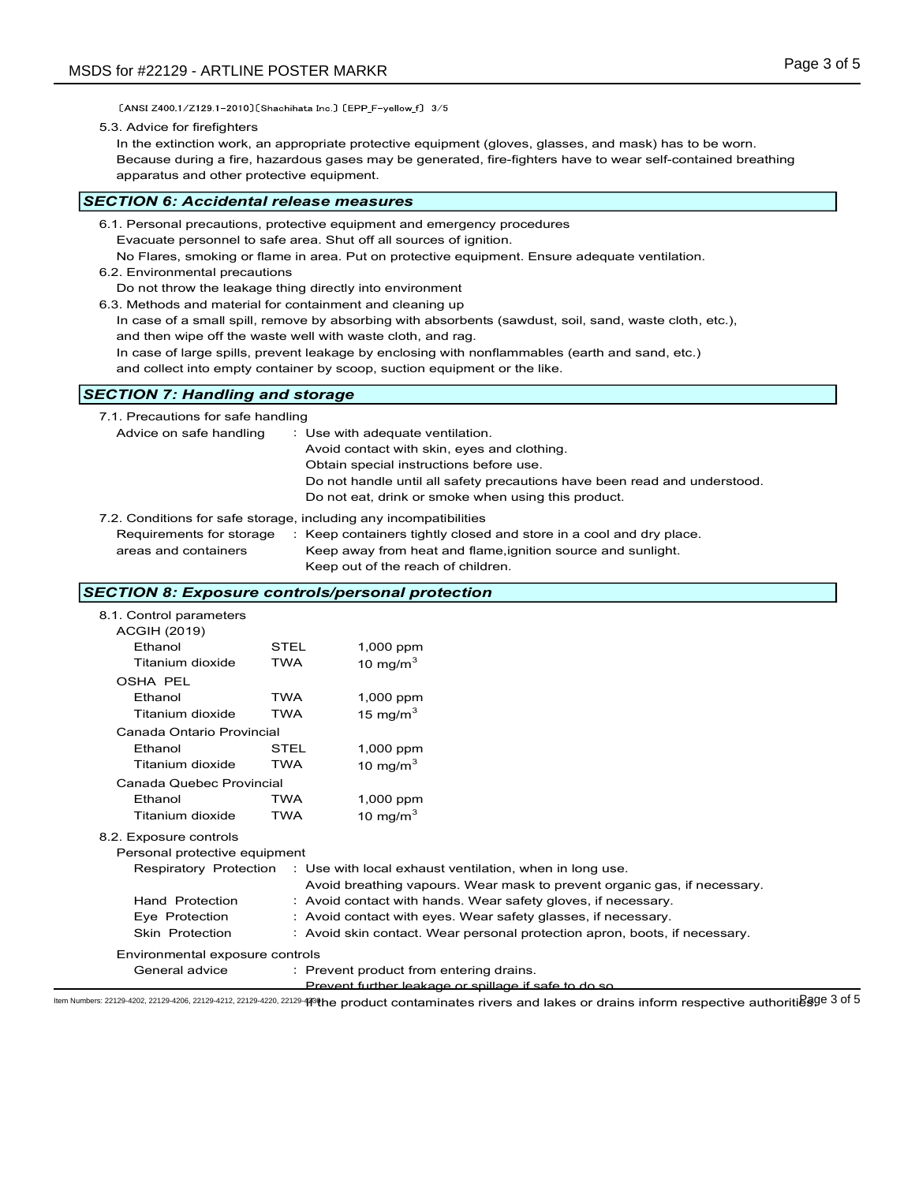〔ANSI Z400.1/Z129.1-2010〕〔Shachihata Inc.〕〔EPP_F-yellow_f〕 3/5

5.3. Advice for firefighters

In the extinction work, an appropriate protective equipment (gloves, glasses, and mask) has to be worn. Because during a fire, hazardous gases may be generated, fire-fighters have to wear self-contained breathing apparatus and other protective equipment.

## SECTION 6: Accidental release measures

6.1. Personal precautions, protective equipment and emergency procedures

Evacuate personnel to safe area. Shut off all sources of ignition.
No Flares, smoking or flame in area. Put on protective equipment. Ensure adequate ventilation.

6.2. Environmental precautions

Do not throw the leakage thing directly into environment

6.3. Methods and material for containment and cleaning up

In case of a small spill, remove by absorbing with absorbents (sawdust, soil, sand, waste cloth, etc.), and then wipe off the waste well with waste cloth, and rag.
In case of large spills, prevent leakage by enclosing with nonflammables (earth and sand, etc.) and collect into empty container by scoop, suction equipment or the like.

## SECTION 7: Handling and storage

7.1. Precautions for safe handling

Advice on safe handling : Use with adequate ventilation.
Avoid contact with skin, eyes and clothing.
Obtain special instructions before use.
Do not handle until all safety precautions have been read and understood.
Do not eat, drink or smoke when using this product.

7.2. Conditions for safe storage, including any incompatibilities

Requirements for storage areas and containers : Keep containers tightly closed and store in a cool and dry place.
Keep away from heat and flame,ignition source and sunlight.
Keep out of the reach of children.

## SECTION 8: Exposure controls/personal protection

8.1. Control parameters

| | | |
|---|---|---|
| **ACGIH (2019)** | | |
| Ethanol | STEL | 1,000 ppm |
| Titanium dioxide | TWA | 10 mg/m$^3$ |
| **OSHA PEL** | | |
| Ethanol | TWA | 1,000 ppm |
| Titanium dioxide | TWA | 15 mg/m$^3$ |
| **Canada Ontario Provincial** | | |
| Ethanol | STEL | 1,000 ppm |
| Titanium dioxide | TWA | 10 mg/m$^3$ |
| **Canada Quebec Provincial** | | |
| Ethanol | TWA | 1,000 ppm |
| Titanium dioxide | TWA | 10 mg/m$^3$ |

8.2. Exposure controls

Personal protective equipment

Respiratory Protection : Use with local exhaust ventilation, when in long use.
Avoid breathing vapours. Wear mask to prevent organic gas, if necessary.

Hand Protection : Avoid contact with hands. Wear safety gloves, if necessary.

Eye Protection : Avoid contact with eyes. Wear safety glasses, if necessary.

Skin Protection : Avoid skin contact. Wear personal protection apron, boots, if necessary.

Environmental exposure controls

General advice : Prevent product from entering drains.
Prevent further leakage or spillage if safe to do so.
If the product contaminates rivers and lakes or drains inform respective authorities.

Item Numbers: 22129-4202, 22129-4206, 22129-4212, 22129-4220, 22129-4230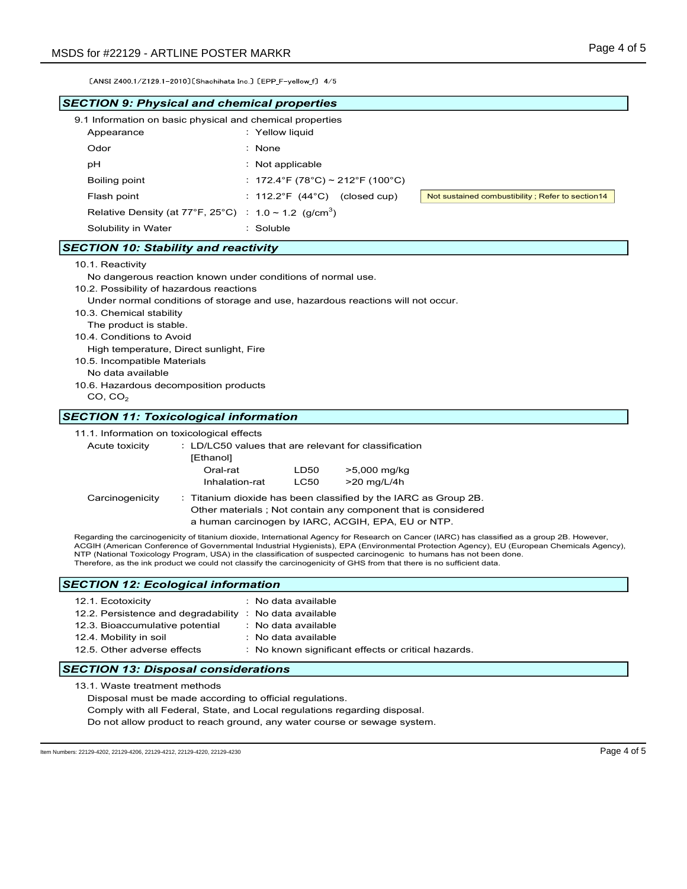〔ANSI Z400.1/Z129.1-2010〕〔Shachihata Inc.〕〔EPP_F-yellow_f〕 4/5

## *SECTION 9: Physical and chemical properties*

9.1 Information on basic physical and chemical properties

| | | |
|---|---|---|
| Appearance | : Yellow liquid | |
| Odor | : None | |
| pH | : Not applicable | |
| Boiling point | : 172.4°F (78°C) ~ 212°F (100°C) | |
| Flash point | : 112.2°F (44°C) (closed cup) | Not sustained combustibility ; Refer to section14 |
| Relative Density (at 77°F, 25°C) | : 1.0 ~ 1.2 (g/cm$^3$) | |
| Solubility in Water | : Soluble | |

## *SECTION 10: Stability and reactivity*

10.1. Reactivity

No dangerous reaction known under conditions of normal use.

10.2. Possibility of hazardous reactions

Under normal conditions of storage and use, hazardous reactions will not occur.

10.3. Chemical stability

The product is stable.

10.4. Conditions to Avoid

High temperature, Direct sunlight, Fire

10.5. Incompatible Materials

No data available

10.6. Hazardous decomposition products

CO, $CO_2$

## *SECTION 11: Toxicological information*

11.1. Information on toxicological effects

Acute toxicity : LD/LC50 values that are relevant for classification

[Ethanol]

| | | |
|---|---|---|
| Oral-rat | LD50 | >5,000 mg/kg |
| Inhalation-rat | LC50 | >20 mg/L/4h |

Carcinogenicity : Titanium dioxide has been classified by the IARC as Group 2B.
Other materials ; Not contain any component that is considered a human carcinogen by IARC, ACGIH, EPA, EU or NTP.

Regarding the carcinogenicity of titanium dioxide, International Agency for Research on Cancer (IARC) has classified as a group 2B. However, ACGIH (American Conference of Governmental Industrial Hygienists), EPA (Environmental Protection Agency), EU (European Chemicals Agency), NTP (National Toxicology Program, USA) in the classification of suspected carcinogenic to humans has not been done.
Therefore, as the ink product we could not classify the carcinogenicity of GHS from that there is no sufficient data.

## *SECTION 12: Ecological information*

| | |
|---|---|
| 12.1. Ecotoxicity | : No data available |
| 12.2. Persistence and degradability | : No data available |
| 12.3. Bioaccumulative potential | : No data available |
| 12.4. Mobility in soil | : No data available |
| 12.5. Other adverse effects | : No known significant effects or critical hazards. |

## *SECTION 13: Disposal considerations*

13.1. Waste treatment methods

Disposal must be made according to official regulations.
Comply with all Federal, State, and Local regulations regarding disposal.
Do not allow product to reach ground, any water course or sewage system.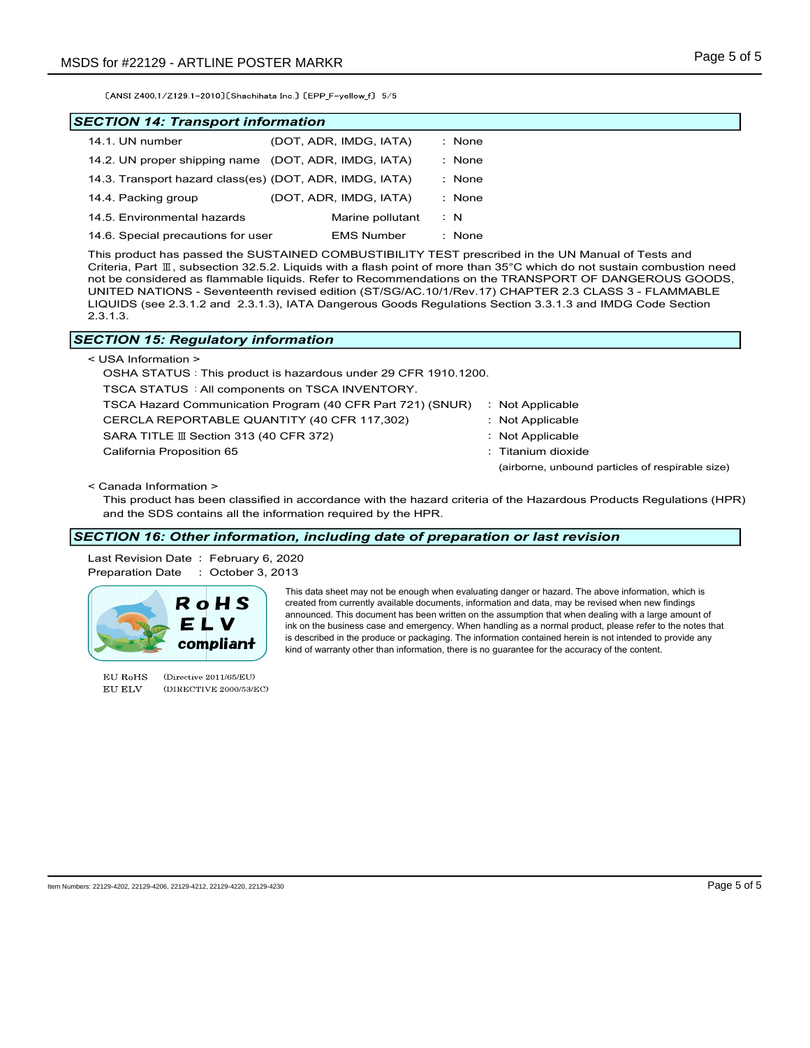〔ANSI Z400.1/Z129.1-2010〕〔Shachihata Inc.〕〔EPP_F-yellow_f〕 5/5

## SECTION 14: Transport information

| | | |
|---|---|---|
| 14.1. UN number | (DOT, ADR, IMDG, IATA) | : None |
| 14.2. UN proper shipping name | (DOT, ADR, IMDG, IATA) | : None |
| 14.3. Transport hazard class(es) | (DOT, ADR, IMDG, IATA) | : None |
| 14.4. Packing group | (DOT, ADR, IMDG, IATA) | : None |
| 14.5. Environmental hazards | Marine pollutant | : N |
| 14.6. Special precautions for user | EMS Number | : None |

This product has passed the SUSTAINED COMBUSTIBILITY TEST prescribed in the UN Manual of Tests and Criteria, Part Ⅲ, subsection 32.5.2. Liquids with a flash point of more than 35°C which do not sustain combustion need not be considered as flammable liquids. Refer to Recommendations on the TRANSPORT OF DANGEROUS GOODS, UNITED NATIONS - Seventeenth revised edition (ST/SG/AC.10/1/Rev.17) CHAPTER 2.3 CLASS 3 - FLAMMABLE LIQUIDS (see 2.3.1.2 and 2.3.1.3), IATA Dangerous Goods Regulations Section 3.3.1.3 and IMDG Code Section 2.3.1.3.

## SECTION 15: Regulatory information

< USA Information >

OSHA STATUS : This product is hazardous under 29 CFR 1910.1200.

TSCA STATUS : All components on TSCA INVENTORY.

| | |
|---|---|
| TSCA Hazard Communication Program (40 CFR Part 721) (SNUR) | : Not Applicable |
| CERCLA REPORTABLE QUANTITY (40 CFR 117,302) | : Not Applicable |
| SARA TITLE Ⅲ Section 313 (40 CFR 372) | : Not Applicable |
| California Proposition 65 | : Titanium dioxide (airborne, unbound particles of respirable size) |

< Canada Information >

This product has been classified in accordance with the hazard criteria of the Hazardous Products Regulations (HPR) and the SDS contains all the information required by the HPR.

## SECTION 16: Other information, including date of preparation or last revision

Last Revision Date : February 6, 2020
Preparation Date : October 3, 2013

RoHS ELV compliant

This data sheet may not be enough when evaluating danger or hazard. The above information, which is created from currently available documents, information and data, may be revised when new findings announced. This document has been written on the assumption that when dealing with a large amount of ink on the business case and emergency. When handling as a normal product, please refer to the notes that is described in the produce or packaging. The information contained herein is not intended to provide any kind of warranty other than information, there is no guarantee for the accuracy of the content.

EU RoHS (Directive 2011/65/EU)
EU ELV (DIRECTIVE 2000/53/EC)

Item Numbers: 22129-4202, 22129-4206, 22129-4212, 22129-4220, 22129-4230